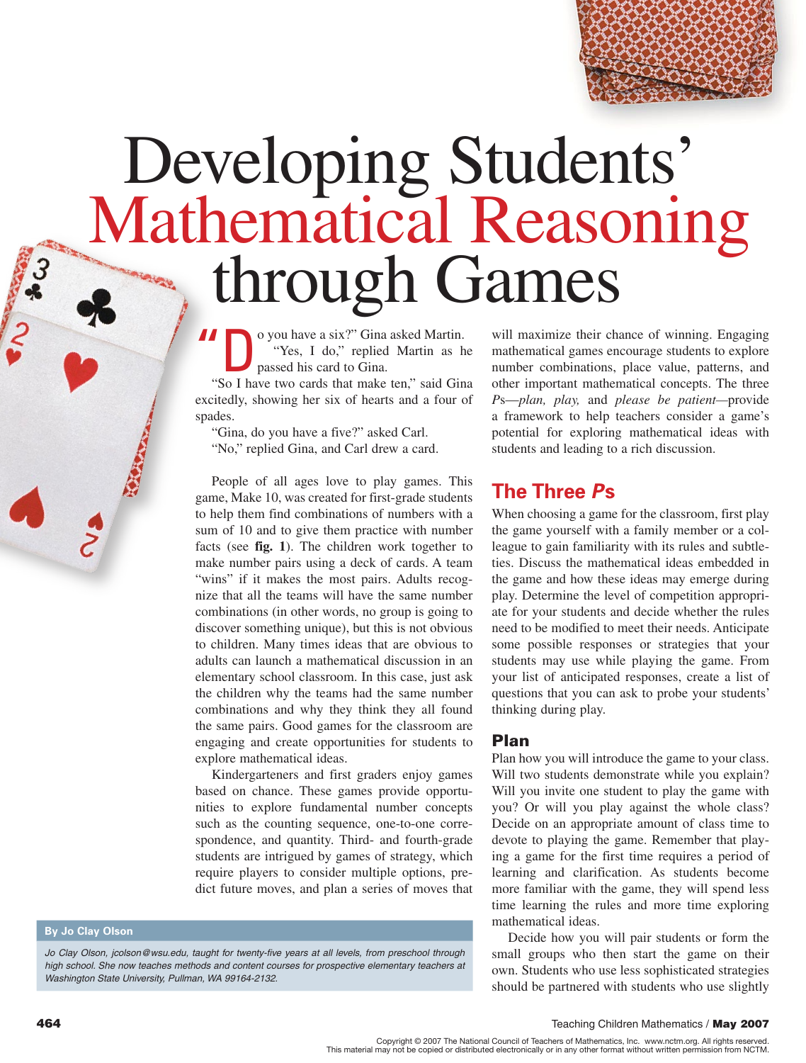# Developing Students' Mathematical Reasoning through Games

"Do you have a six?" Gina asked Martin.

"Yes, I do," replied Martin as he passed his card to Gina.

"So I have two cards that make ten," said Gina excitedly, showing her six of hearts and a four of spades.

"Gina, do you have a five?" asked Carl.

"No," replied Gina, and Carl drew a card.

People of all ages love to play games. This game, Make 10, was created for first-grade students to help them find combinations of numbers with a sum of 10 and to give them practice with number facts (see **fig. 1**). The children work together to make number pairs using a deck of cards. A team "wins" if it makes the most pairs. Adults recognize that all the teams will have the same number combinations (in other words, no group is going to discover something unique), but this is not obvious to children. Many times ideas that are obvious to adults can launch a mathematical discussion in an elementary school classroom. In this case, just ask the children why the teams had the same number combinations and why they think they all found the same pairs. Good games for the classroom are engaging and create opportunities for students to explore mathematical ideas.

Kindergarteners and first graders enjoy games based on chance. These games provide opportunities to explore fundamental number concepts such as the counting sequence, one-to-one correspondence, and quantity. Third- and fourth-grade students are intrigued by games of strategy, which require players to consider multiple options, predict future moves, and plan a series of moves that will maximize their chance of winning. Engaging mathematical games encourage students to explore number combinations, place value, patterns, and other important mathematical concepts. The three *P*s—*plan, play,* and *please be patient*—provide a framework to help teachers consider a game's potential for exploring mathematical ideas with students and leading to a rich discussion.

**By Jo Clay Olson**

*Jo Clay Olson, jcolson@wsu.edu, taught for twenty-five years at all levels, from preschool through high school. She now teaches methods and content courses for prospective elementary teachers at Washington State University, Pullman, WA 99164-2132.*

## The Three *P*s

When choosing a game for the classroom, first play the game yourself with a family member or a colleague to gain familiarity with its rules and subtleties. Discuss the mathematical ideas embedded in the game and how these ideas may emerge during play. Determine the level of competition appropriate for your students and decide whether the rules need to be modified to meet their needs. Anticipate some possible responses or strategies that your students may use while playing the game. From your list of anticipated responses, create a list of questions that you can ask to probe your students' thinking during play.

### Plan

Plan how you will introduce the game to your class. Will two students demonstrate while you explain? Will you invite one student to play the game with you? Or will you play against the whole class? Decide on an appropriate amount of class time to devote to playing the game. Remember that playing a game for the first time requires a period of learning and clarification. As students become more familiar with the game, they will spend less time learning the rules and more time exploring mathematical ideas.

Decide how you will pair students or form the small groups who then start the game on their own. Students who use less sophisticated strategies should be partnered with students who use slightly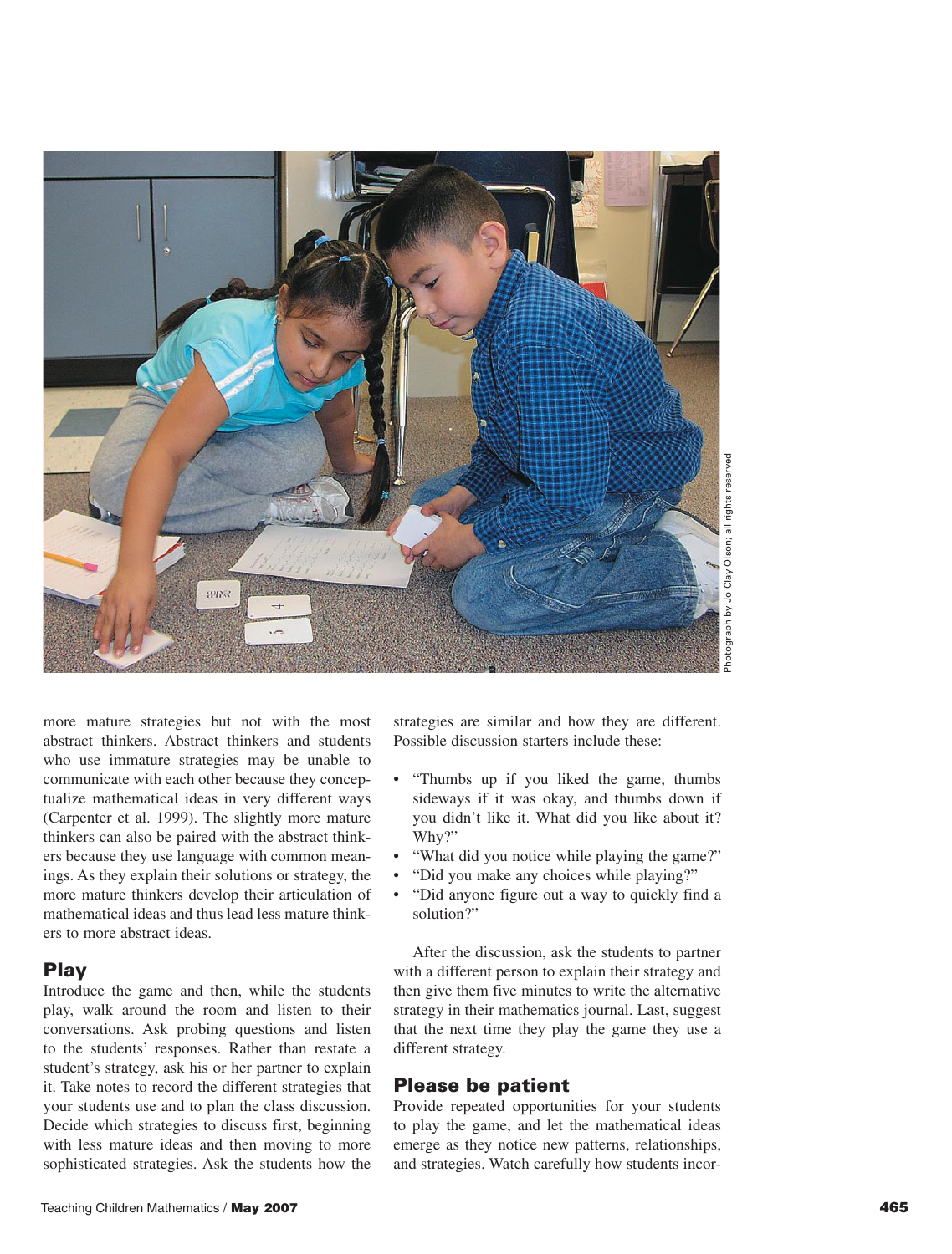more mature strategies but not with the most abstract thinkers. Abstract thinkers and students who use immature strategies may be unable to communicate with each other because they conceptualize mathematical ideas in very different ways (Carpenter et al. 1999). The slightly more mature thinkers can also be paired with the abstract thinkers because they use language with common meanings. As they explain their solutions or strategy, the more mature thinkers develop their articulation of mathematical ideas and thus lead less mature thinkers to more abstract ideas.

## Play

Introduce the game and then, while the students play, walk around the room and listen to their conversations. Ask probing questions and listen to the students' responses. Rather than restate a student's strategy, ask his or her partner to explain it. Take notes to record the different strategies that your students use and to plan the class discussion. Decide which strategies to discuss first, beginning with less mature ideas and then moving to more sophisticated strategies. Ask the students how the strategies are similar and how they are different. Possible discussion starters include these:

- "Thumbs up if you liked the game, thumbs sideways if it was okay, and thumbs down if you didn't like it. What did you like about it? Why?"
- "What did you notice while playing the game?"
- "Did you make any choices while playing?"
- "Did anyone figure out a way to quickly find a solution?"

After the discussion, ask the students to partner with a different person to explain their strategy and then give them five minutes to write the alternative strategy in their mathematics journal. Last, suggest that the next time they play the game they use a different strategy.

## Please be patient

Provide repeated opportunities for your students to play the game, and let the mathematical ideas emerge as they notice new patterns, relationships, and strategies. Watch carefully how students incor-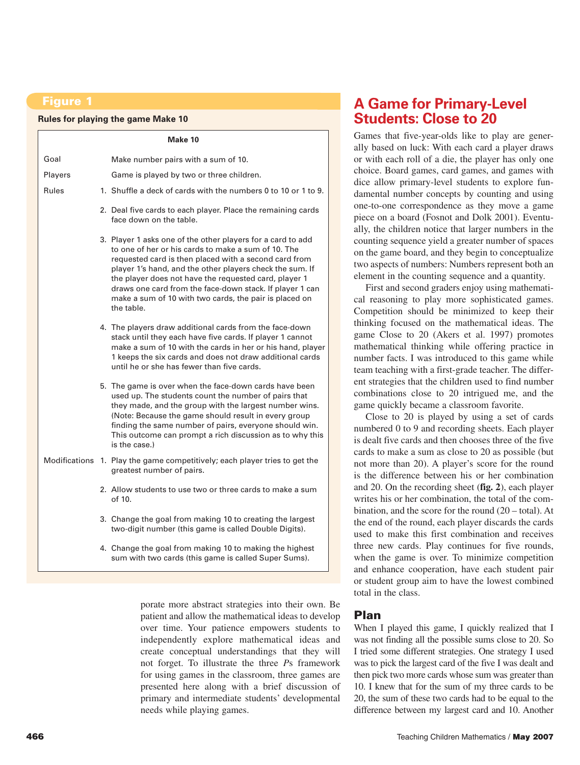## Figure 1

**Rules for playing the game Make 10**

**Make 10**

| | |
|---|---|
| Goal | Make number pairs with a sum of 10. |
| Players | Game is played by two or three children. |
| Rules | 1. Shuffle a deck of cards with the numbers 0 to 10 or 1 to 9. |
| | 2. Deal five cards to each player. Place the remaining cards face down on the table. |
| | 3. Player 1 asks one of the other players for a card to add to one of her or his cards to make a sum of 10. The requested card is then placed with a second card from player 1's hand, and the other players check the sum. If the player does not have the requested card, player 1 draws one card from the face-down stack. If player 1 can make a sum of 10 with two cards, the pair is placed on the table. |
| | 4. The players draw additional cards from the face-down stack until they each have five cards. If player 1 cannot make a sum of 10 with the cards in her or his hand, player 1 keeps the six cards and does not draw additional cards until he or she has fewer than five cards. |
| | 5. The game is over when the face-down cards have been used up. The students count the number of pairs that they made, and the group with the largest number wins. (Note: Because the game should result in every group finding the same number of pairs, everyone should win. This outcome can prompt a rich discussion as to why this is the case.) |
| Modifications | 1. Play the game competitively; each player tries to get the greatest number of pairs. |
| | 2. Allow students to use two or three cards to make a sum of 10. |
| | 3. Change the goal from making 10 to creating the largest two-digit number (this game is called Double Digits). |
| | 4. Change the goal from making 10 to making the highest sum with two cards (this game is called Super Sums). |

porate more abstract strategies into their own. Be patient and allow the mathematical ideas to develop over time. Your patience empowers students to independently explore mathematical ideas and create conceptual understandings that they will not forget. To illustrate the three *P*s framework for using games in the classroom, three games are presented here along with a brief discussion of primary and intermediate students' developmental needs while playing games.

## A Game for Primary-Level Students: Close to 20

Games that five-year-olds like to play are generally based on luck: With each card a player draws or with each roll of a die, the player has only one choice. Board games, card games, and games with dice allow primary-level students to explore fundamental number concepts by counting and using one-to-one correspondence as they move a game piece on a board (Fosnot and Dolk 2001). Eventually, the children notice that larger numbers in the counting sequence yield a greater number of spaces on the game board, and they begin to conceptualize two aspects of numbers: Numbers represent both an element in the counting sequence and a quantity.

First and second graders enjoy using mathematical reasoning to play more sophisticated games. Competition should be minimized to keep their thinking focused on the mathematical ideas. The game Close to 20 (Akers et al. 1997) promotes mathematical thinking while offering practice in number facts. I was introduced to this game while team teaching with a first-grade teacher. The different strategies that the children used to find number combinations close to 20 intrigued me, and the game quickly became a classroom favorite.

Close to 20 is played by using a set of cards numbered 0 to 9 and recording sheets. Each player is dealt five cards and then chooses three of the five cards to make a sum as close to 20 as possible (but not more than 20). A player's score for the round is the difference between his or her combination and 20. On the recording sheet (**fig. 2**), each player writes his or her combination, the total of the combination, and the score for the round (20 – total). At the end of the round, each player discards the cards used to make this first combination and receives three new cards. Play continues for five rounds, when the game is over. To minimize competition and enhance cooperation, have each student pair or student group aim to have the lowest combined total in the class.

### Plan

When I played this game, I quickly realized that I was not finding all the possible sums close to 20. So I tried some different strategies. One strategy I used was to pick the largest card of the five I was dealt and then pick two more cards whose sum was greater than 10. I knew that for the sum of my three cards to be 20, the sum of these two cards had to be equal to the difference between my largest card and 10. Another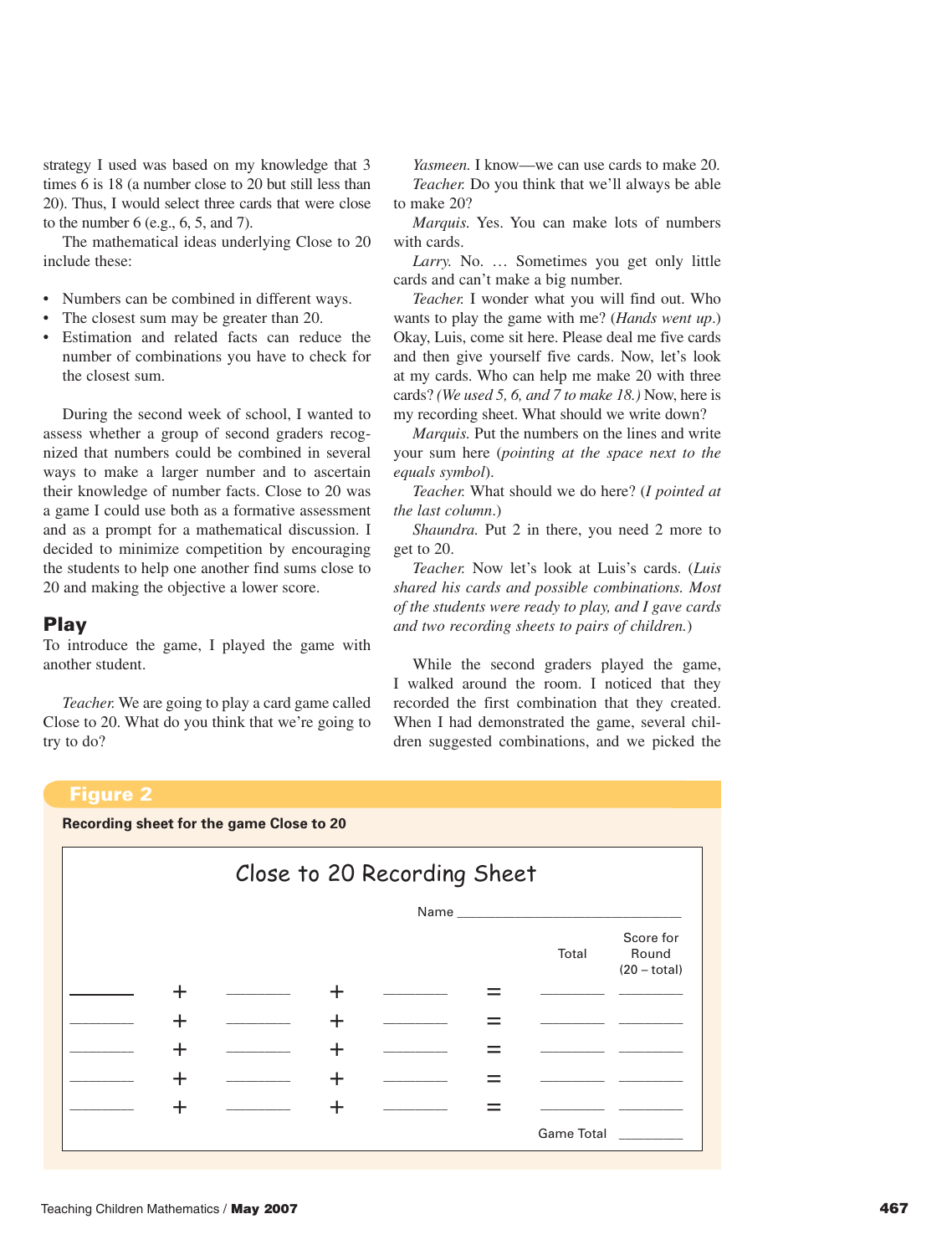strategy I used was based on my knowledge that 3 times 6 is 18 (a number close to 20 but still less than 20). Thus, I would select three cards that were close to the number 6 (e.g., 6, 5, and 7).

The mathematical ideas underlying Close to 20 include these:

- Numbers can be combined in different ways.
- The closest sum may be greater than 20.
- Estimation and related facts can reduce the number of combinations you have to check for the closest sum.

During the second week of school, I wanted to assess whether a group of second graders recognized that numbers could be combined in several ways to make a larger number and to ascertain their knowledge of number facts. Close to 20 was a game I could use both as a formative assessment and as a prompt for a mathematical discussion. I decided to minimize competition by encouraging the students to help one another find sums close to 20 and making the objective a lower score.

## Play

To introduce the game, I played the game with another student.

*Teacher.* We are going to play a card game called Close to 20. What do you think that we're going to try to do?

*Yasmeen.* I know—we can use cards to make 20.

*Teacher.* Do you think that we'll always be able to make 20?

*Marquis.* Yes. You can make lots of numbers with cards.

*Larry.* No. … Sometimes you get only little cards and can't make a big number.

*Teacher.* I wonder what you will find out. Who wants to play the game with me? (*Hands went up.*) Okay, Luis, come sit here. Please deal me five cards and then give yourself five cards. Now, let's look at my cards. Who can help me make 20 with three cards? (*We used 5, 6, and 7 to make 18.*) Now, here is my recording sheet. What should we write down?

*Marquis.* Put the numbers on the lines and write your sum here (*pointing at the space next to the equals symbol*).

*Teacher.* What should we do here? (*I pointed at the last column.*)

*Shaundra.* Put 2 in there, you need 2 more to get to 20.

*Teacher.* Now let's look at Luis's cards. (*Luis shared his cards and possible combinations. Most of the students were ready to play, and I gave cards and two recording sheets to pairs of children.*)

While the second graders played the game, I walked around the room. I noticed that they recorded the first combination that they created. When I had demonstrated the game, several children suggested combinations, and we picked the

**Figure 2**

**Recording sheet for the game Close to 20**

Close to 20 Recording Sheet

Name ______________________

| | | | | | | | Total | Score for Round (20 – total) |
|---|---|---|---|---|---|---|---|---|
| ______ | + | ______ | + | ______ | = | | ______ | ______ |
| ______ | + | ______ | + | ______ | = | | ______ | ______ |
| ______ | + | ______ | + | ______ | = | | ______ | ______ |
| ______ | + | ______ | + | ______ | = | | ______ | ______ |
| ______ | + | ______ | + | ______ | = | | ______ | ______ |
| | | | | | | | Game Total | ______ |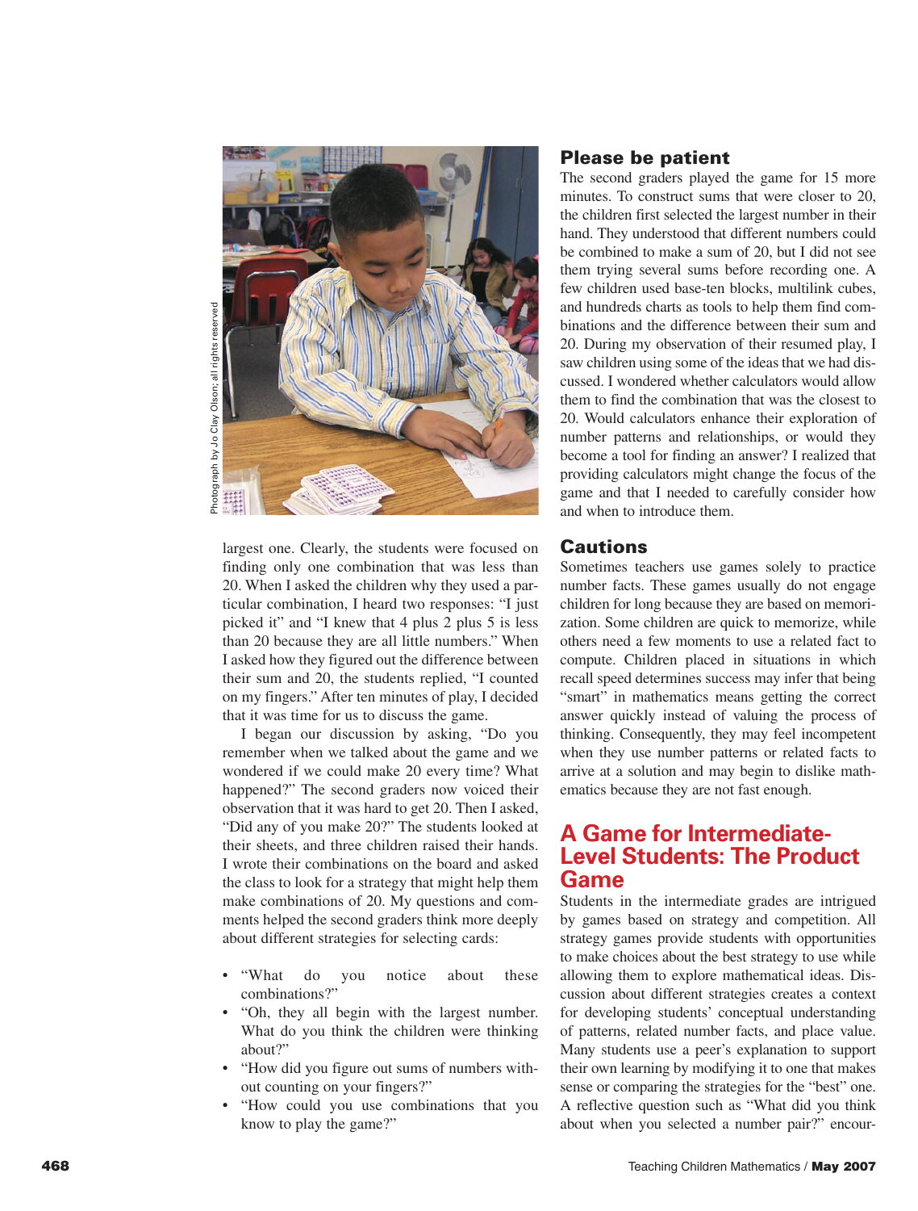Photograph by Jo Clay Olson; all rights reserved

largest one. Clearly, the students were focused on finding only one combination that was less than 20. When I asked the children why they used a particular combination, I heard two responses: "I just picked it" and "I knew that 4 plus 2 plus 5 is less than 20 because they are all little numbers." When I asked how they figured out the difference between their sum and 20, the students replied, "I counted on my fingers." After ten minutes of play, I decided that it was time for us to discuss the game.

I began our discussion by asking, "Do you remember when we talked about the game and we wondered if we could make 20 every time? What happened?" The second graders now voiced their observation that it was hard to get 20. Then I asked, "Did any of you make 20?" The students looked at their sheets, and three children raised their hands. I wrote their combinations on the board and asked the class to look for a strategy that might help them make combinations of 20. My questions and comments helped the second graders think more deeply about different strategies for selecting cards:

- "What do you notice about these combinations?"
- "Oh, they all begin with the largest number. What do you think the children were thinking about?"
- "How did you figure out sums of numbers without counting on your fingers?"
- "How could you use combinations that you know to play the game?"

## Please be patient

The second graders played the game for 15 more minutes. To construct sums that were closer to 20, the children first selected the largest number in their hand. They understood that different numbers could be combined to make a sum of 20, but I did not see them trying several sums before recording one. A few children used base-ten blocks, multilink cubes, and hundreds charts as tools to help them find combinations and the difference between their sum and 20. During my observation of their resumed play, I saw children using some of the ideas that we had discussed. I wondered whether calculators would allow them to find the combination that was the closest to 20. Would calculators enhance their exploration of number patterns and relationships, or would they become a tool for finding an answer? I realized that providing calculators might change the focus of the game and that I needed to carefully consider how and when to introduce them.

## Cautions

Sometimes teachers use games solely to practice number facts. These games usually do not engage children for long because they are based on memorization. Some children are quick to memorize, while others need a few moments to use a related fact to compute. Children placed in situations in which recall speed determines success may infer that being "smart" in mathematics means getting the correct answer quickly instead of valuing the process of thinking. Consequently, they may feel incompetent when they use number patterns or related facts to arrive at a solution and may begin to dislike mathematics because they are not fast enough.

# A Game for Intermediate-Level Students: The Product Game

Students in the intermediate grades are intrigued by games based on strategy and competition. All strategy games provide students with opportunities to make choices about the best strategy to use while allowing them to explore mathematical ideas. Discussion about different strategies creates a context for developing students' conceptual understanding of patterns, related number facts, and place value. Many students use a peer's explanation to support their own learning by modifying it to one that makes sense or comparing the strategies for the "best" one. A reflective question such as "What did you think about when you selected a number pair?" encour-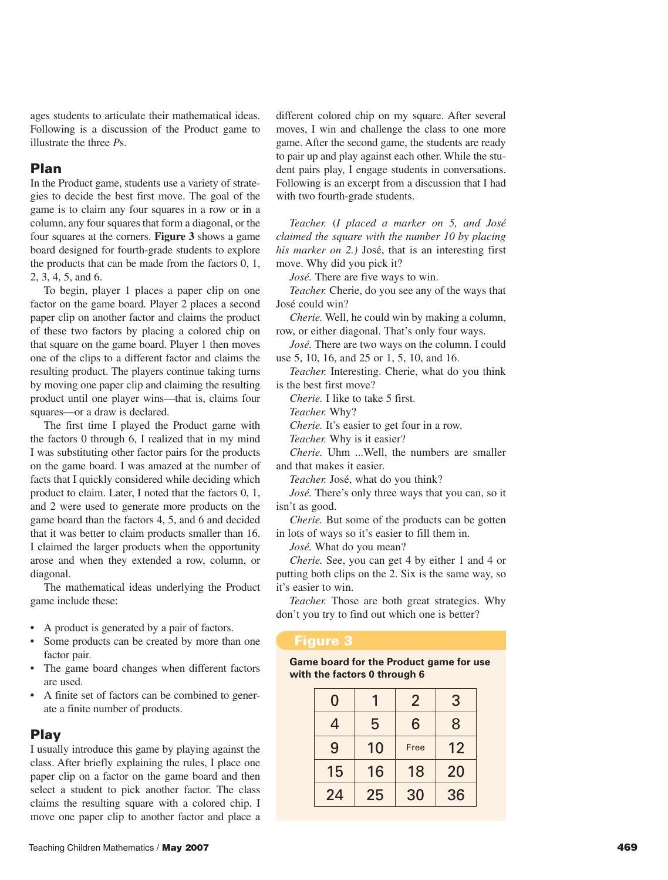ages students to articulate their mathematical ideas. Following is a discussion of the Product game to illustrate the three *P*s.

## Plan

In the Product game, students use a variety of strategies to decide the best first move. The goal of the game is to claim any four squares in a row or in a column, any four squares that form a diagonal, or the four squares at the corners. **Figure 3** shows a game board designed for fourth-grade students to explore the products that can be made from the factors 0, 1, 2, 3, 4, 5, and 6.

To begin, player 1 places a paper clip on one factor on the game board. Player 2 places a second paper clip on another factor and claims the product of these two factors by placing a colored chip on that square on the game board. Player 1 then moves one of the clips to a different factor and claims the resulting product. The players continue taking turns by moving one paper clip and claiming the resulting product until one player wins—that is, claims four squares—or a draw is declared.

The first time I played the Product game with the factors 0 through 6, I realized that in my mind I was substituting other factor pairs for the products on the game board. I was amazed at the number of facts that I quickly considered while deciding which product to claim. Later, I noted that the factors 0, 1, and 2 were used to generate more products on the game board than the factors 4, 5, and 6 and decided that it was better to claim products smaller than 16. I claimed the larger products when the opportunity arose and when they extended a row, column, or diagonal.

The mathematical ideas underlying the Product game include these:

- A product is generated by a pair of factors.
- Some products can be created by more than one factor pair.
- The game board changes when different factors are used.
- A finite set of factors can be combined to generate a finite number of products.

## Play

I usually introduce this game by playing against the class. After briefly explaining the rules, I place one paper clip on a factor on the game board and then select a student to pick another factor. The class claims the resulting square with a colored chip. I move one paper clip to another factor and place a different colored chip on my square. After several moves, I win and challenge the class to one more game. After the second game, the students are ready to pair up and play against each other. While the student pairs play, I engage students in conversations. Following is an excerpt from a discussion that I had with two fourth-grade students.

*Teacher.* (*I placed a marker on 5, and José claimed the square with the number 10 by placing his marker on 2.*) José, that is an interesting first move. Why did you pick it?

*José.* There are five ways to win.

*Teacher.* Cherie, do you see any of the ways that José could win?

*Cherie.* Well, he could win by making a column, row, or either diagonal. That's only four ways.

*José.* There are two ways on the column. I could use 5, 10, 16, and 25 or 1, 5, 10, and 16.

*Teacher.* Interesting. Cherie, what do you think is the best first move?

*Cherie.* I like to take 5 first.

*Teacher.* Why?

*Cherie.* It's easier to get four in a row.

*Teacher.* Why is it easier?

*Cherie.* Uhm ...Well, the numbers are smaller and that makes it easier.

*Teacher.* José, what do you think?

*José.* There's only three ways that you can, so it isn't as good.

*Cherie.* But some of the products can be gotten in lots of ways so it's easier to fill them in.

*José.* What do you mean?

*Cherie.* See, you can get 4 by either 1 and 4 or putting both clips on the 2. Six is the same way, so it's easier to win.

*Teacher.* Those are both great strategies. Why don't you try to find out which one is better?

**Figure 3**

**Game board for the Product game for use with the factors 0 through 6**

| 0 | 1 | 2 | 3 |
|---|---|---|---|
| 4 | 5 | 6 | 8 |
| 9 | 10 | Free | 12 |
| 15 | 16 | 18 | 20 |
| 24 | 25 | 30 | 36 |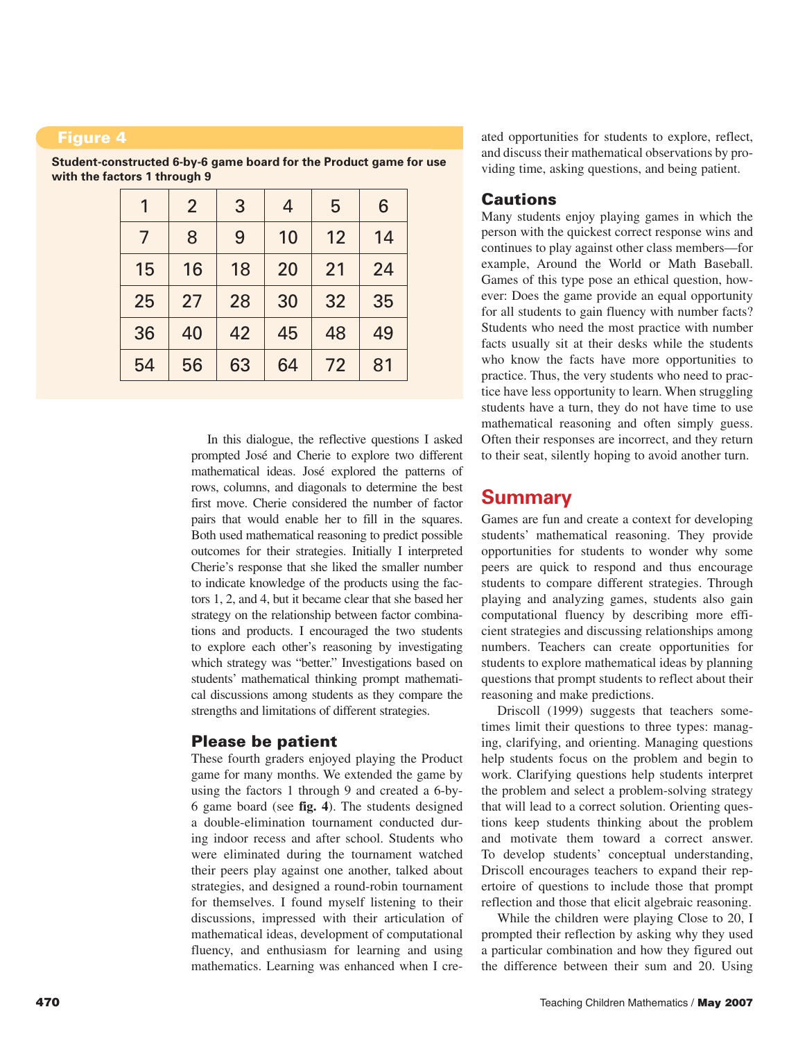**Figure 4**

**Student-constructed 6-by-6 game board for the Product game for use with the factors 1 through 9**

| 1 | 2 | 3 | 4 | 5 | 6 |
|---|---|---|---|---|---|
| 7 | 8 | 9 | 10 | 12 | 14 |
| 15 | 16 | 18 | 20 | 21 | 24 |
| 25 | 27 | 28 | 30 | 32 | 35 |
| 36 | 40 | 42 | 45 | 48 | 49 |
| 54 | 56 | 63 | 64 | 72 | 81 |

In this dialogue, the reflective questions I asked prompted José and Cherie to explore two different mathematical ideas. José explored the patterns of rows, columns, and diagonals to determine the best first move. Cherie considered the number of factor pairs that would enable her to fill in the squares. Both used mathematical reasoning to predict possible outcomes for their strategies. Initially I interpreted Cherie's response that she liked the smaller number to indicate knowledge of the products using the factors 1, 2, and 4, but it became clear that she based her strategy on the relationship between factor combinations and products. I encouraged the two students to explore each other's reasoning by investigating which strategy was "better." Investigations based on students' mathematical thinking prompt mathematical discussions among students as they compare the strengths and limitations of different strategies.

### Please be patient

These fourth graders enjoyed playing the Product game for many months. We extended the game by using the factors 1 through 9 and created a 6-by-6 game board (see **fig. 4**). The students designed a double-elimination tournament conducted during indoor recess and after school. Students who were eliminated during the tournament watched their peers play against one another, talked about strategies, and designed a round-robin tournament for themselves. I found myself listening to their discussions, impressed with their articulation of mathematical ideas, development of computational fluency, and enthusiasm for learning and using mathematics. Learning was enhanced when I created opportunities for students to explore, reflect, and discuss their mathematical observations by providing time, asking questions, and being patient.

### Cautions

Many students enjoy playing games in which the person with the quickest correct response wins and continues to play against other class members—for example, Around the World or Math Baseball. Games of this type pose an ethical question, however: Does the game provide an equal opportunity for all students to gain fluency with number facts? Students who need the most practice with number facts usually sit at their desks while the students who know the facts have more opportunities to practice. Thus, the very students who need to practice have less opportunity to learn. When struggling students have a turn, they do not have time to use mathematical reasoning and often simply guess. Often their responses are incorrect, and they return to their seat, silently hoping to avoid another turn.

## Summary

Games are fun and create a context for developing students' mathematical reasoning. They provide opportunities for students to wonder why some peers are quick to respond and thus encourage students to compare different strategies. Through playing and analyzing games, students also gain computational fluency by describing more efficient strategies and discussing relationships among numbers. Teachers can create opportunities for students to explore mathematical ideas by planning questions that prompt students to reflect about their reasoning and make predictions.

Driscoll (1999) suggests that teachers sometimes limit their questions to three types: managing, clarifying, and orienting. Managing questions help students focus on the problem and begin to work. Clarifying questions help students interpret the problem and select a problem-solving strategy that will lead to a correct solution. Orienting questions keep students thinking about the problem and motivate them toward a correct answer. To develop students' conceptual understanding, Driscoll encourages teachers to expand their repertoire of questions to include those that prompt reflection and those that elicit algebraic reasoning.

While the children were playing Close to 20, I prompted their reflection by asking why they used a particular combination and how they figured out the difference between their sum and 20. Using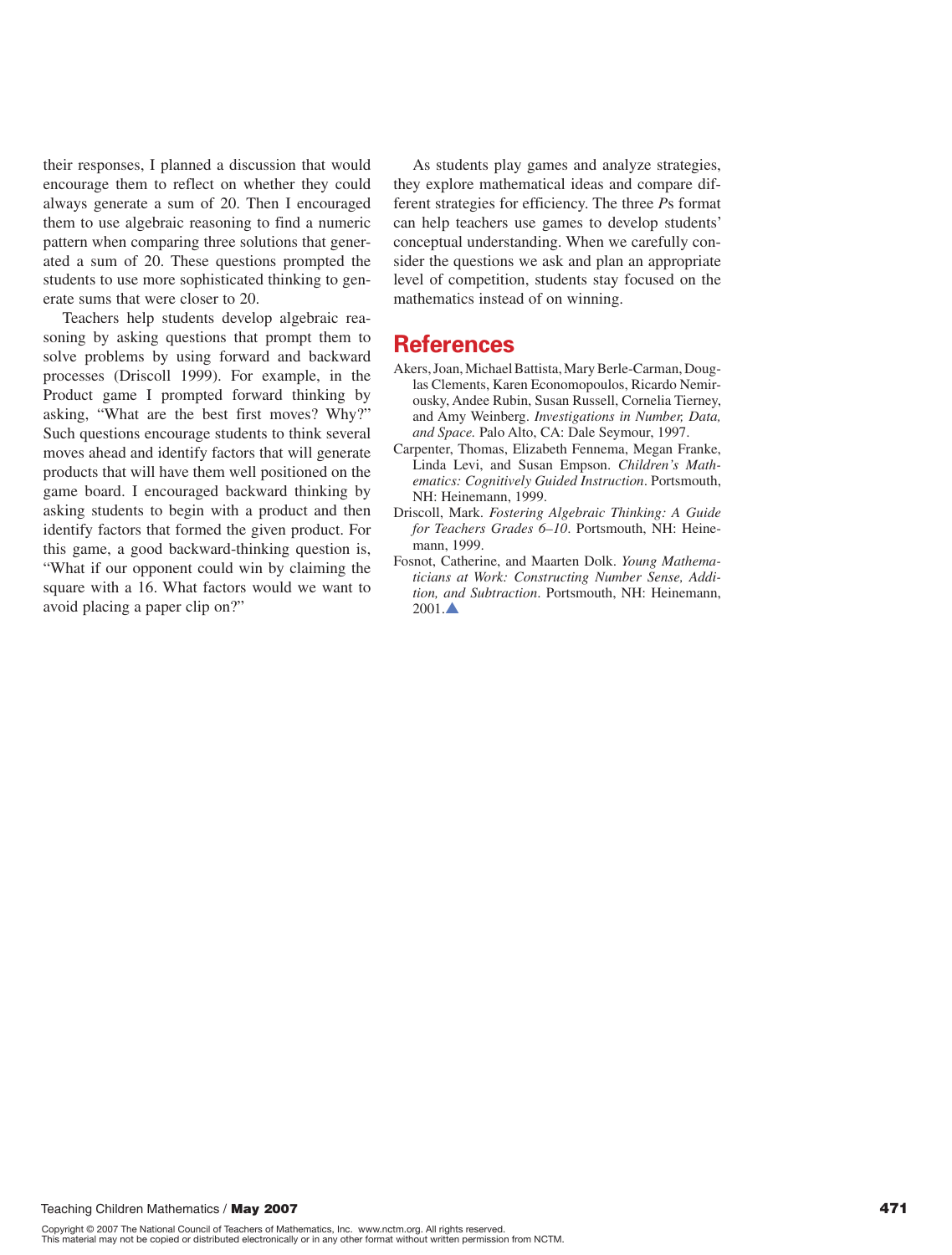their responses, I planned a discussion that would encourage them to reflect on whether they could always generate a sum of 20. Then I encouraged them to use algebraic reasoning to find a numeric pattern when comparing three solutions that generated a sum of 20. These questions prompted the students to use more sophisticated thinking to generate sums that were closer to 20.

Teachers help students develop algebraic reasoning by asking questions that prompt them to solve problems by using forward and backward processes (Driscoll 1999). For example, in the Product game I prompted forward thinking by asking, "What are the best first moves? Why?" Such questions encourage students to think several moves ahead and identify factors that will generate products that will have them well positioned on the game board. I encouraged backward thinking by asking students to begin with a product and then identify factors that formed the given product. For this game, a good backward-thinking question is, "What if our opponent could win by claiming the square with a 16. What factors would we want to avoid placing a paper clip on?"

As students play games and analyze strategies, they explore mathematical ideas and compare different strategies for efficiency. The three *P*s format can help teachers use games to develop students' conceptual understanding. When we carefully consider the questions we ask and plan an appropriate level of competition, students stay focused on the mathematics instead of on winning.

## References

Akers, Joan, Michael Battista, Mary Berle-Carman, Douglas Clements, Karen Economopoulos, Ricardo Nemirousky, Andee Rubin, Susan Russell, Cornelia Tierney, and Amy Weinberg. *Investigations in Number, Data, and Space.* Palo Alto, CA: Dale Seymour, 1997.

Carpenter, Thomas, Elizabeth Fennema, Megan Franke, Linda Levi, and Susan Empson. *Children's Mathematics: Cognitively Guided Instruction*. Portsmouth, NH: Heinemann, 1999.

Driscoll, Mark. *Fostering Algebraic Thinking: A Guide for Teachers Grades 6–10*. Portsmouth, NH: Heinemann, 1999.

Fosnot, Catherine, and Maarten Dolk. *Young Mathematicians at Work: Constructing Number Sense, Addition, and Subtraction*. Portsmouth, NH: Heinemann, 2001. ▲

Copyright © 2007 The National Council of Teachers of Mathematics, Inc. www.nctm.org. All rights reserved.
This material may not be copied or distributed electronically or in any other format without written permission from NCTM.